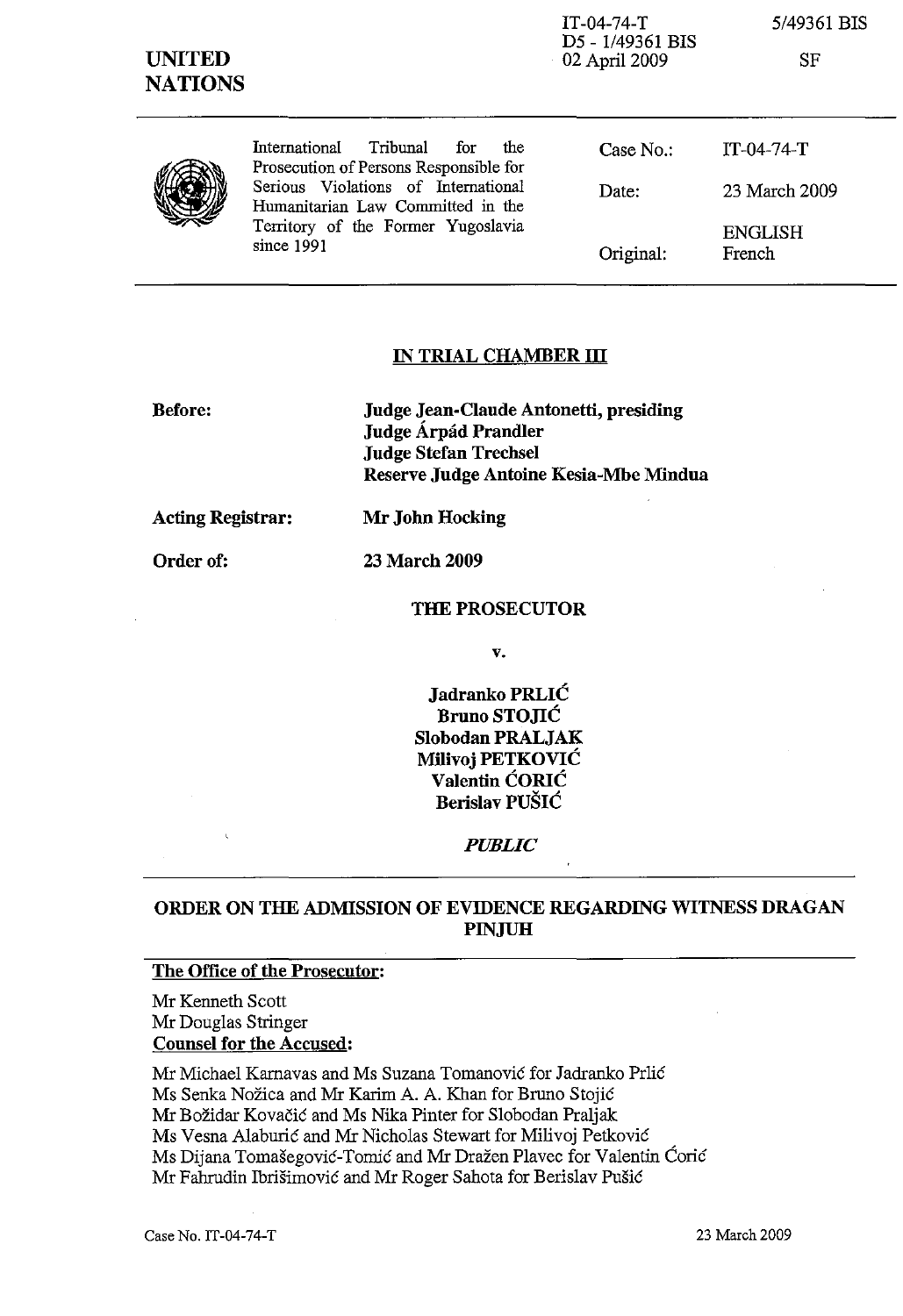IT-04-74-T 5/49361 BIS
D5 - 1/49361 BIS
02 April 2009 SF

**UNITED NATIONS**

| International Tribunal for the Prosecution of Persons Responsible for Serious Violations of International Humanitarian Law Committed in the Territory of the Former Yugoslavia since 1991 | Case No.: | IT-04-74-T |
|---|---|---|
| | Date: | 23 March 2009 |
| | Original: | ENGLISH French |

## IN TRIAL CHAMBER III

**Before:** **Judge Jean-Claude Antonetti, presiding**
**Judge Árpád Prandler**
**Judge Stefan Trechsel**
**Reserve Judge Antoine Kesia-Mbe Mindua**

**Acting Registrar:** **Mr John Hocking**

**Order of:** **23 March 2009**

**THE PROSECUTOR**

**v.**

**Jadranko PRLIĆ**
**Bruno STOJIĆ**
**Slobodan PRALJAK**
**Milivoj PETKOVIĆ**
**Valentin ĆORIĆ**
**Berislav PUŠIĆ**

*PUBLIC*

## ORDER ON THE ADMISSION OF EVIDENCE REGARDING WITNESS DRAGAN PINJUH

**The Office of the Prosecutor:**

Mr Kenneth Scott
Mr Douglas Stringer

**Counsel for the Accused:**

Mr Michael Karnavas and Ms Suzana Tomanović for Jadranko Prlić
Ms Senka Nožica and Mr Karim A. A. Khan for Bruno Stojić
Mr Božidar Kovačić and Ms Nika Pinter for Slobodan Praljak
Ms Vesna Alaburić and Mr Nicholas Stewart for Milivoj Petković
Ms Dijana Tomašegović-Tomić and Mr Dražen Plavec for Valentin Ćorić
Mr Fahrudin Ibrišimović and Mr Roger Sahota for Berislav Pušić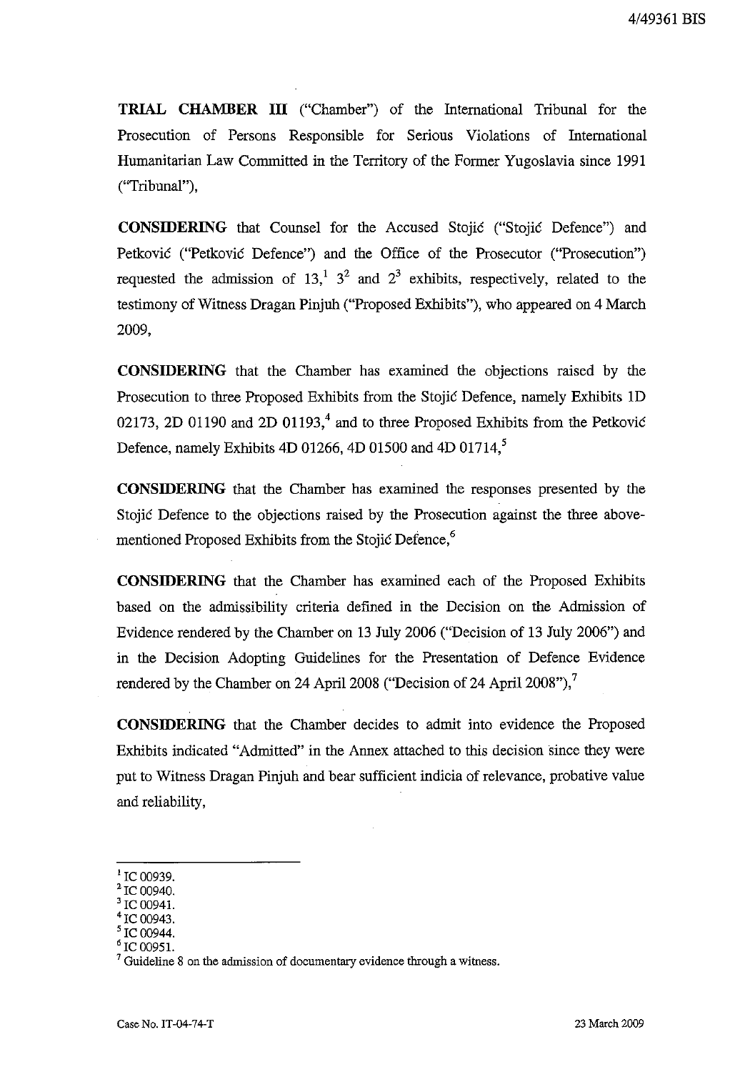**TRIAL CHAMBER III** ("Chamber") of the International Tribunal for the Prosecution of Persons Responsible for Serious Violations of International Humanitarian Law Committed in the Territory of the Former Yugoslavia since 1991 ("Tribunal"),

**CONSIDERING** that Counsel for the Accused Stojić ("Stojić Defence") and Petković ("Petković Defence") and the Office of the Prosecutor ("Prosecution") requested the admission of 13,[1] 3[2] and 2[3] exhibits, respectively, related to the testimony of Witness Dragan Pinjuh ("Proposed Exhibits"), who appeared on 4 March 2009,

**CONSIDERING** that the Chamber has examined the objections raised by the Prosecution to three Proposed Exhibits from the Stojić Defence, namely Exhibits 1D 02173, 2D 01190 and 2D 01193,[4] and to three Proposed Exhibits from the Petković Defence, namely Exhibits 4D 01266, 4D 01500 and 4D 01714,[5]

**CONSIDERING** that the Chamber has examined the responses presented by the Stojić Defence to the objections raised by the Prosecution against the three above-mentioned Proposed Exhibits from the Stojić Defence,[6]

**CONSIDERING** that the Chamber has examined each of the Proposed Exhibits based on the admissibility criteria defined in the Decision on the Admission of Evidence rendered by the Chamber on 13 July 2006 ("Decision of 13 July 2006") and in the Decision Adopting Guidelines for the Presentation of Defence Evidence rendered by the Chamber on 24 April 2008 ("Decision of 24 April 2008"),[7]

**CONSIDERING** that the Chamber decides to admit into evidence the Proposed Exhibits indicated "Admitted" in the Annex attached to this decision since they were put to Witness Dragan Pinjuh and bear sufficient indicia of relevance, probative value and reliability,

---

[1] IC 00939.
[2] IC 00940.
[3] IC 00941.
[4] IC 00943.
[5] IC 00944.
[6] IC 00951.
[7] Guideline 8 on the admission of documentary evidence through a witness.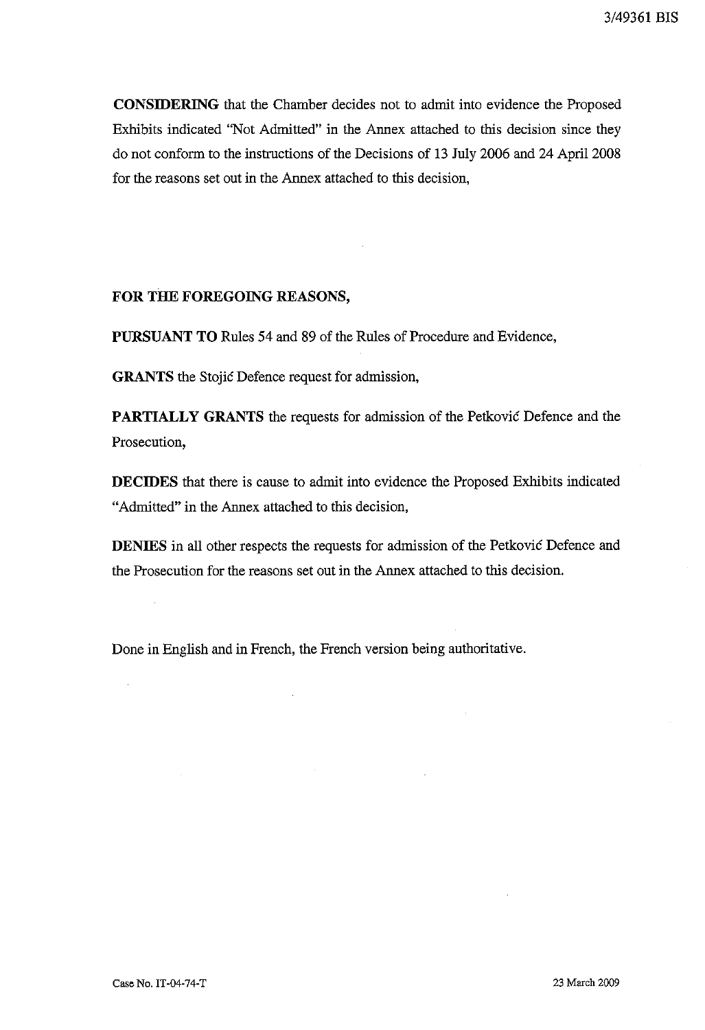**CONSIDERING** that the Chamber decides not to admit into evidence the Proposed Exhibits indicated "Not Admitted" in the Annex attached to this decision since they do not conform to the instructions of the Decisions of 13 July 2006 and 24 April 2008 for the reasons set out in the Annex attached to this decision,

**FOR THE FOREGOING REASONS,**

**PURSUANT TO** Rules 54 and 89 of the Rules of Procedure and Evidence,

**GRANTS** the Stojić Defence request for admission,

**PARTIALLY GRANTS** the requests for admission of the Petković Defence and the Prosecution,

**DECIDES** that there is cause to admit into evidence the Proposed Exhibits indicated "Admitted" in the Annex attached to this decision,

**DENIES** in all other respects the requests for admission of the Petković Defence and the Prosecution for the reasons set out in the Annex attached to this decision.

Done in English and in French, the French version being authoritative.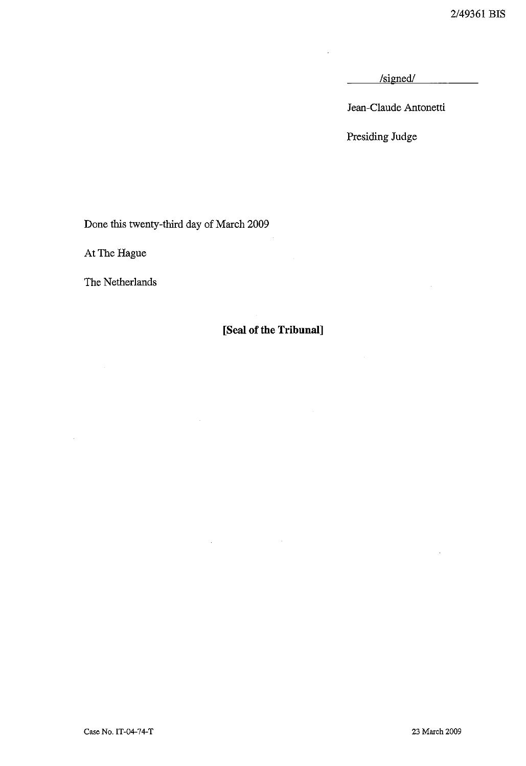/signed/

Jean-Claude Antonetti

Presiding Judge

Done this twenty-third day of March 2009

At The Hague

The Netherlands

**[Seal of the Tribunal]**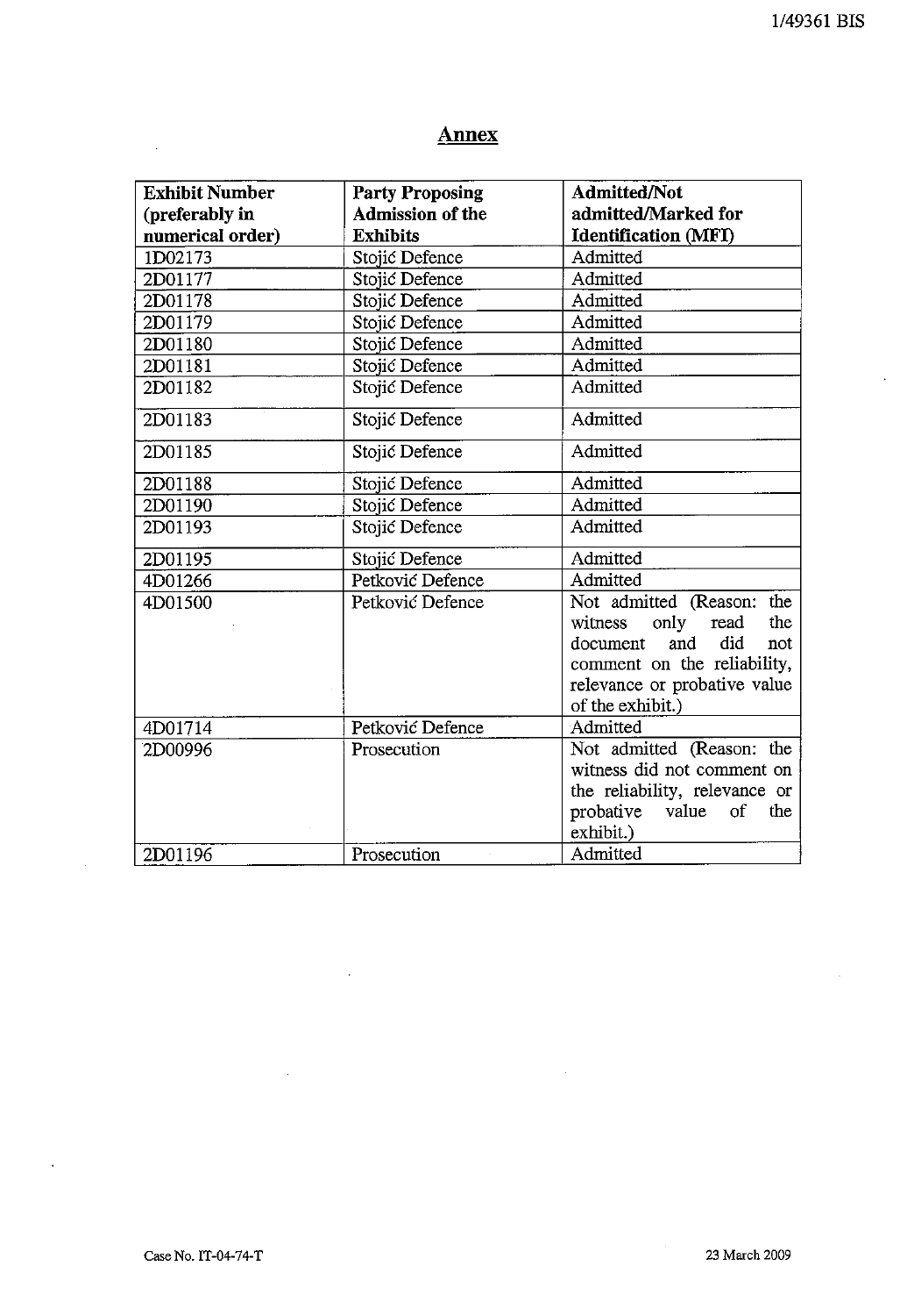## Annex

| Exhibit Number (preferably in numerical order) | Party Proposing Admission of the Exhibits | Admitted/Not admitted/Marked for Identification (MFI) |
|---|---|---|
| 1D02173 | Stojić Defence | Admitted |
| 2D01177 | Stojić Defence | Admitted |
| 2D01178 | Stojić Defence | Admitted |
| 2D01179 | Stojić Defence | Admitted |
| 2D01180 | Stojić Defence | Admitted |
| 2D01181 | Stojić Defence | Admitted |
| 2D01182 | Stojić Defence | Admitted |
| 2D01183 | Stojić Defence | Admitted |
| 2D01185 | Stojić Defence | Admitted |
| 2D01188 | Stojić Defence | Admitted |
| 2D01190 | Stojić Defence | Admitted |
| 2D01193 | Stojić Defence | Admitted |
| 2D01195 | Stojić Defence | Admitted |
| 4D01266 | Petković Defence | Admitted |
| 4D01500 | Petković Defence | Not admitted (Reason: the witness only read the document and did not comment on the reliability, relevance or probative value of the exhibit.) |
| 4D01714 | Petković Defence | Admitted |
| 2D00996 | Prosecution | Not admitted (Reason: the witness did not comment on the reliability, relevance or probative value of the exhibit.) |
| 2D01196 | Prosecution | Admitted |

Case No. IT-04-74-T 23 March 2009